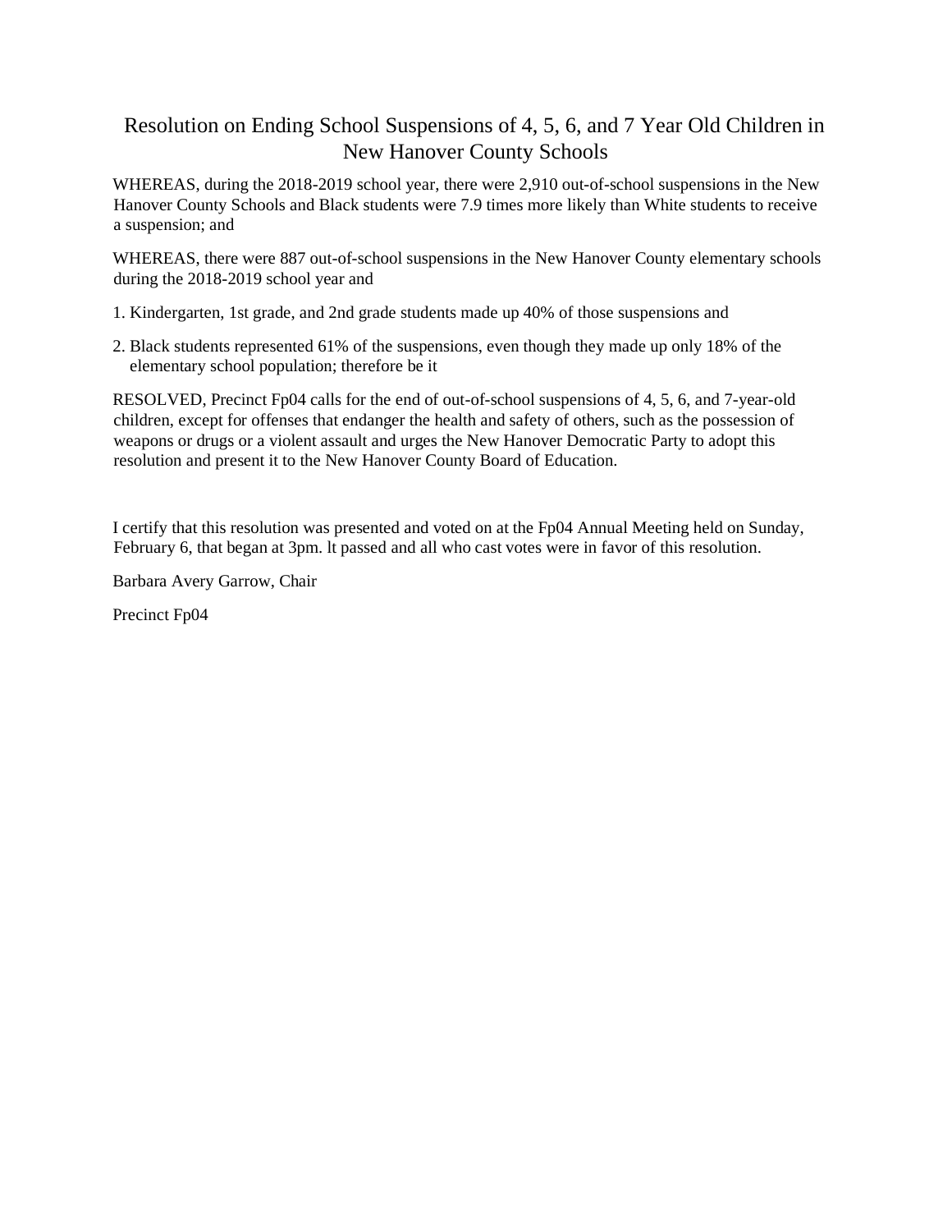# Resolution on Ending School Suspensions of 4, 5, 6, and 7 Year Old Children in New Hanover County Schools

WHEREAS, during the 2018-2019 school year, there were 2,910 out-of-school suspensions in the New Hanover County Schools and Black students were 7.9 times more likely than White students to receive a suspension; and

WHEREAS, there were 887 out-of-school suspensions in the New Hanover County elementary schools during the 2018-2019 school year and

1. Kindergarten, 1st grade, and 2nd grade students made up 40% of those suspensions and
2. Black students represented 61% of the suspensions, even though they made up only 18% of the elementary school population; therefore be it

RESOLVED, Precinct Fp04 calls for the end of out-of-school suspensions of 4, 5, 6, and 7-year-old children, except for offenses that endanger the health and safety of others, such as the possession of weapons or drugs or a violent assault and urges the New Hanover Democratic Party to adopt this resolution and present it to the New Hanover County Board of Education.

I certify that this resolution was presented and voted on at the Fp04 Annual Meeting held on Sunday, February 6, that began at 3pm. lt passed and all who cast votes were in favor of this resolution.

Barbara Avery Garrow, Chair

Precinct Fp04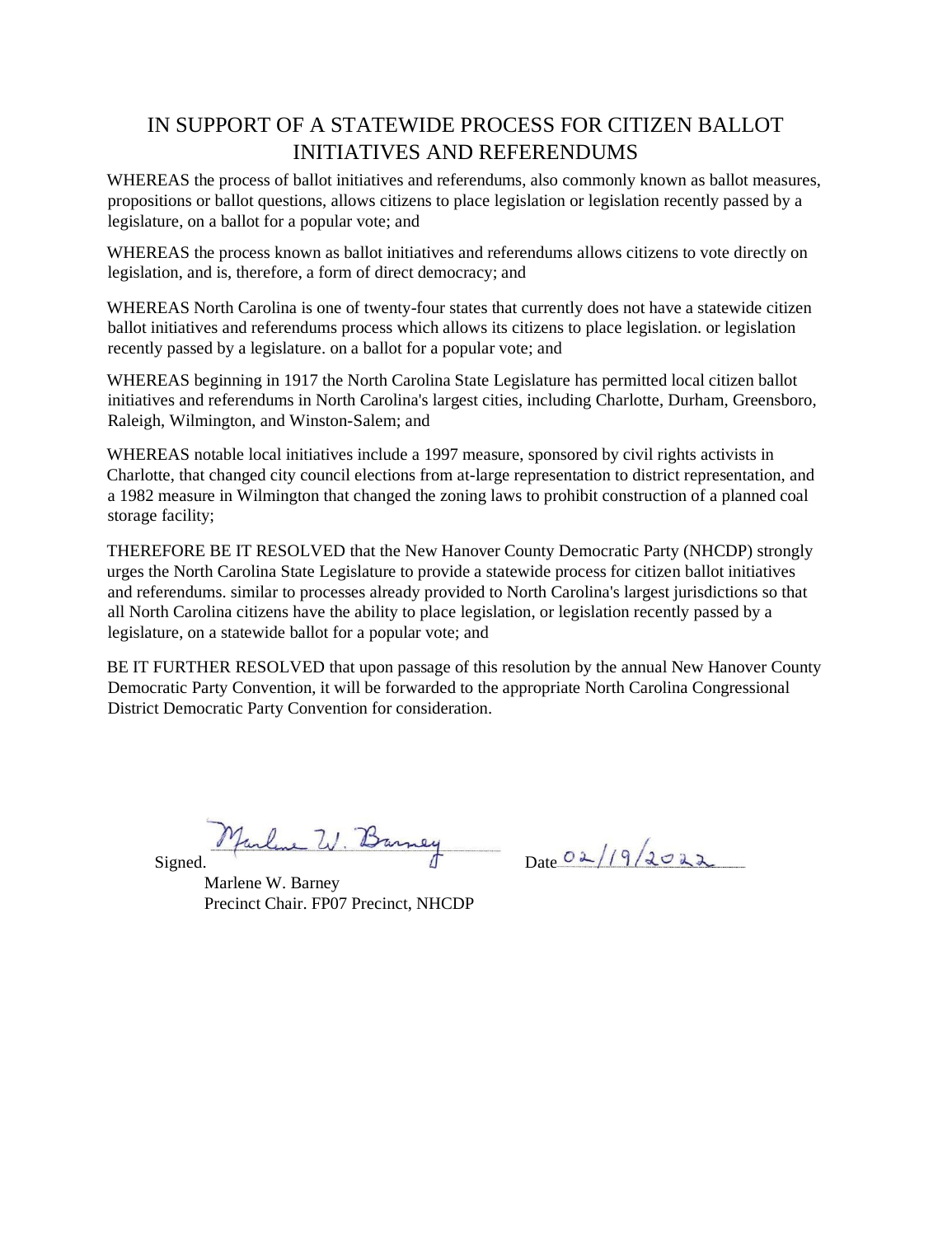# IN SUPPORT OF A STATEWIDE PROCESS FOR CITIZEN BALLOT INITIATIVES AND REFERENDUMS

WHEREAS the process of ballot initiatives and referendums, also commonly known as ballot measures, propositions or ballot questions, allows citizens to place legislation or legislation recently passed by a legislature, on a ballot for a popular vote; and

WHEREAS the process known as ballot initiatives and referendums allows citizens to vote directly on legislation, and is, therefore, a form of direct democracy; and

WHEREAS North Carolina is one of twenty-four states that currently does not have a statewide citizen ballot initiatives and referendums process which allows its citizens to place legislation. or legislation recently passed by a legislature. on a ballot for a popular vote; and

WHEREAS beginning in 1917 the North Carolina State Legislature has permitted local citizen ballot initiatives and referendums in North Carolina's largest cities, including Charlotte, Durham, Greensboro, Raleigh, Wilmington, and Winston-Salem; and

WHEREAS notable local initiatives include a 1997 measure, sponsored by civil rights activists in Charlotte, that changed city council elections from at-large representation to district representation, and a 1982 measure in Wilmington that changed the zoning laws to prohibit construction of a planned coal storage facility;

THEREFORE BE IT RESOLVED that the New Hanover County Democratic Party (NHCDP) strongly urges the North Carolina State Legislature to provide a statewide process for citizen ballot initiatives and referendums. similar to processes already provided to North Carolina's largest jurisdictions so that all North Carolina citizens have the ability to place legislation, or legislation recently passed by a legislature, on a statewide ballot for a popular vote; and

BE IT FURTHER RESOLVED that upon passage of this resolution by the annual New Hanover County Democratic Party Convention, it will be forwarded to the appropriate North Carolina Congressional District Democratic Party Convention for consideration.

Signed. Marlene W. Barney Date 02/19/2022

Marlene W. Barney
Precinct Chair. FP07 Precinct, NHCDP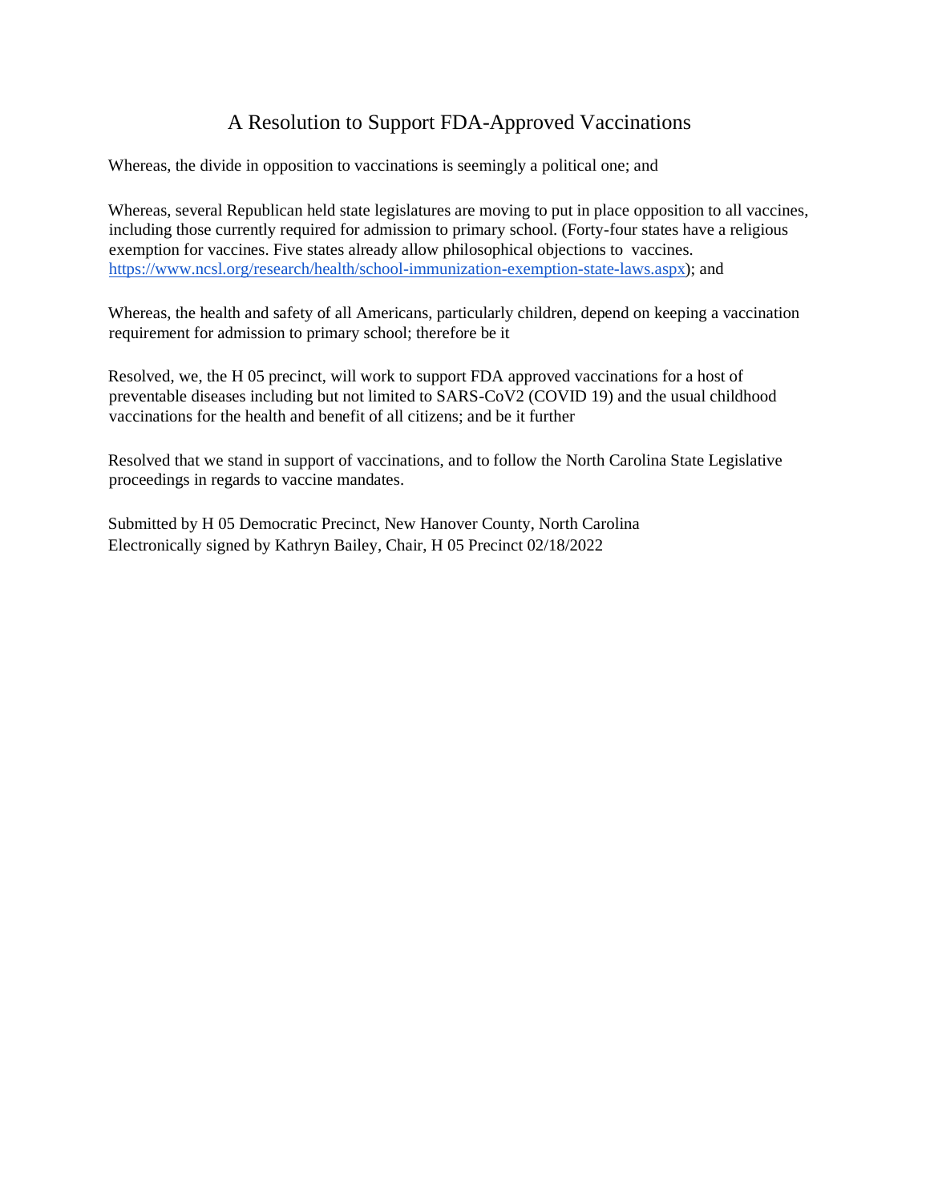# A Resolution to Support FDA-Approved Vaccinations

Whereas, the divide in opposition to vaccinations is seemingly a political one; and

Whereas, several Republican held state legislatures are moving to put in place opposition to all vaccines, including those currently required for admission to primary school. (Forty-four states have a religious exemption for vaccines. Five states already allow philosophical objections to vaccines. https://www.ncsl.org/research/health/school-immunization-exemption-state-laws.aspx); and

Whereas, the health and safety of all Americans, particularly children, depend on keeping a vaccination requirement for admission to primary school; therefore be it

Resolved, we, the H 05 precinct, will work to support FDA approved vaccinations for a host of preventable diseases including but not limited to SARS-CoV2 (COVID 19) and the usual childhood vaccinations for the health and benefit of all citizens; and be it further

Resolved that we stand in support of vaccinations, and to follow the North Carolina State Legislative proceedings in regards to vaccine mandates.

Submitted by H 05 Democratic Precinct, New Hanover County, North Carolina
Electronically signed by Kathryn Bailey, Chair, H 05 Precinct 02/18/2022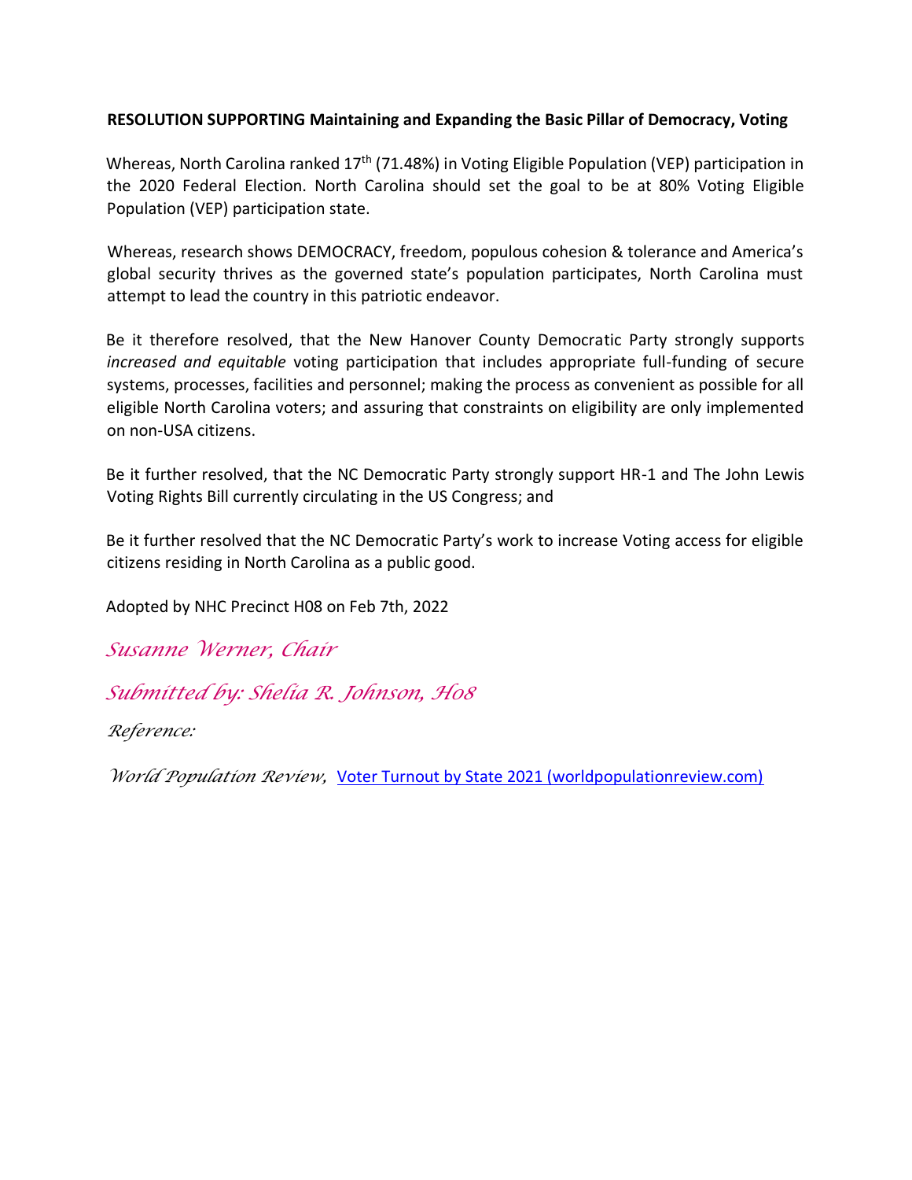**RESOLUTION SUPPORTING Maintaining and Expanding the Basic Pillar of Democracy, Voting**

Whereas, North Carolina ranked 17th (71.48%) in Voting Eligible Population (VEP) participation in the 2020 Federal Election. North Carolina should set the goal to be at 80% Voting Eligible Population (VEP) participation state.

Whereas, research shows DEMOCRACY, freedom, populous cohesion & tolerance and America's global security thrives as the governed state's population participates, North Carolina must attempt to lead the country in this patriotic endeavor.

Be it therefore resolved, that the New Hanover County Democratic Party strongly supports *increased and equitable* voting participation that includes appropriate full-funding of secure systems, processes, facilities and personnel; making the process as convenient as possible for all eligible North Carolina voters; and assuring that constraints on eligibility are only implemented on non-USA citizens.

Be it further resolved, that the NC Democratic Party strongly support HR-1 and The John Lewis Voting Rights Bill currently circulating in the US Congress; and

Be it further resolved that the NC Democratic Party's work to increase Voting access for eligible citizens residing in North Carolina as a public good.

Adopted by NHC Precinct H08 on Feb 7th, 2022

*Susanne Werner, Chair*

*Submitted by: Shelia R. Johnson, H08*

*Reference:*

*World Population Review,* Voter Turnout by State 2021 (worldpopulationreview.com)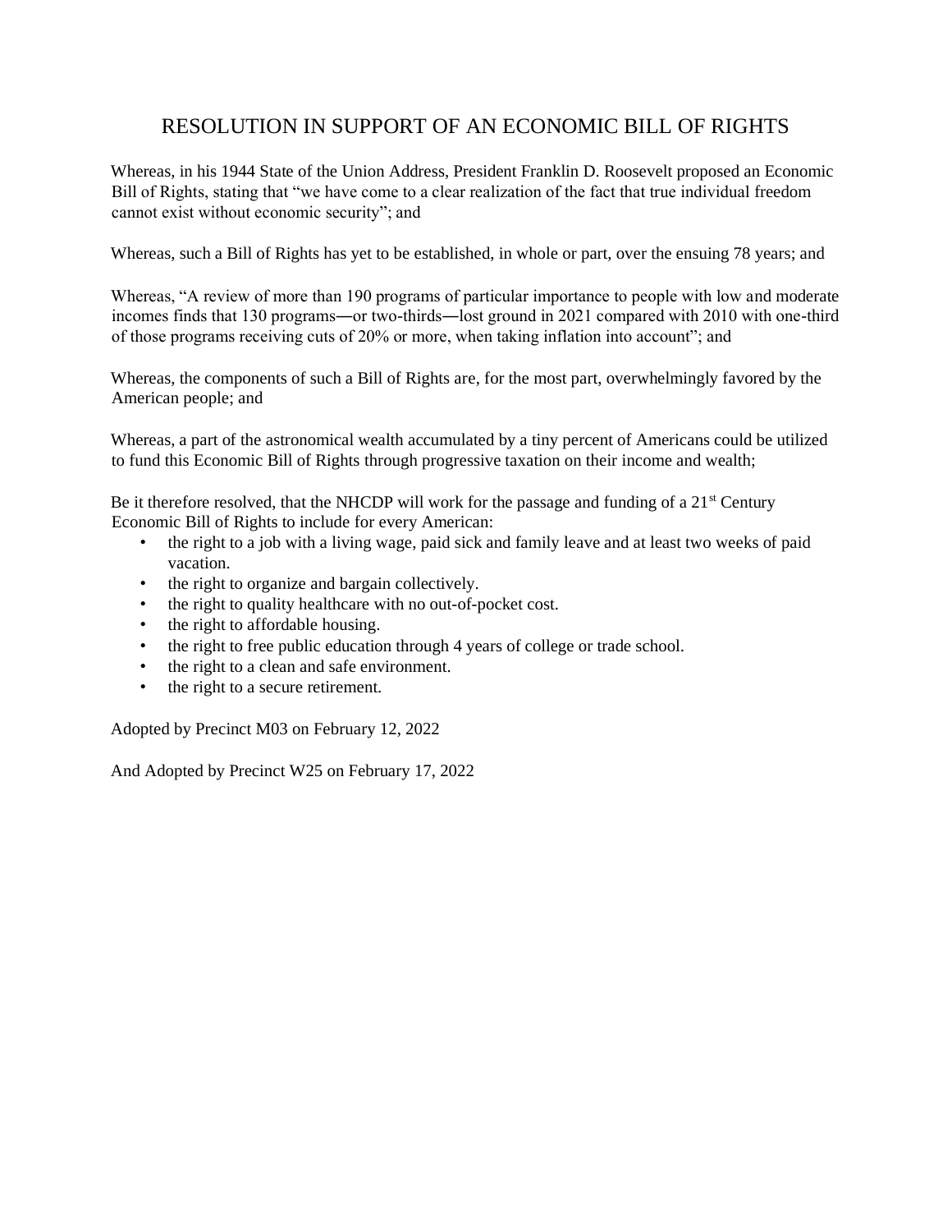# RESOLUTION IN SUPPORT OF AN ECONOMIC BILL OF RIGHTS

Whereas, in his 1944 State of the Union Address, President Franklin D. Roosevelt proposed an Economic Bill of Rights, stating that "we have come to a clear realization of the fact that true individual freedom cannot exist without economic security"; and

Whereas, such a Bill of Rights has yet to be established, in whole or part, over the ensuing 78 years; and

Whereas, "A review of more than 190 programs of particular importance to people with low and moderate incomes finds that 130 programs—or two-thirds—lost ground in 2021 compared with 2010 with one-third of those programs receiving cuts of 20% or more, when taking inflation into account"; and

Whereas, the components of such a Bill of Rights are, for the most part, overwhelmingly favored by the American people; and

Whereas, a part of the astronomical wealth accumulated by a tiny percent of Americans could be utilized to fund this Economic Bill of Rights through progressive taxation on their income and wealth;

Be it therefore resolved, that the NHCDP will work for the passage and funding of a 21st Century Economic Bill of Rights to include for every American:

- the right to a job with a living wage, paid sick and family leave and at least two weeks of paid vacation.
- the right to organize and bargain collectively.
- the right to quality healthcare with no out-of-pocket cost.
- the right to affordable housing.
- the right to free public education through 4 years of college or trade school.
- the right to a clean and safe environment.
- the right to a secure retirement.

Adopted by Precinct M03 on February 12, 2022

And Adopted by Precinct W25 on February 17, 2022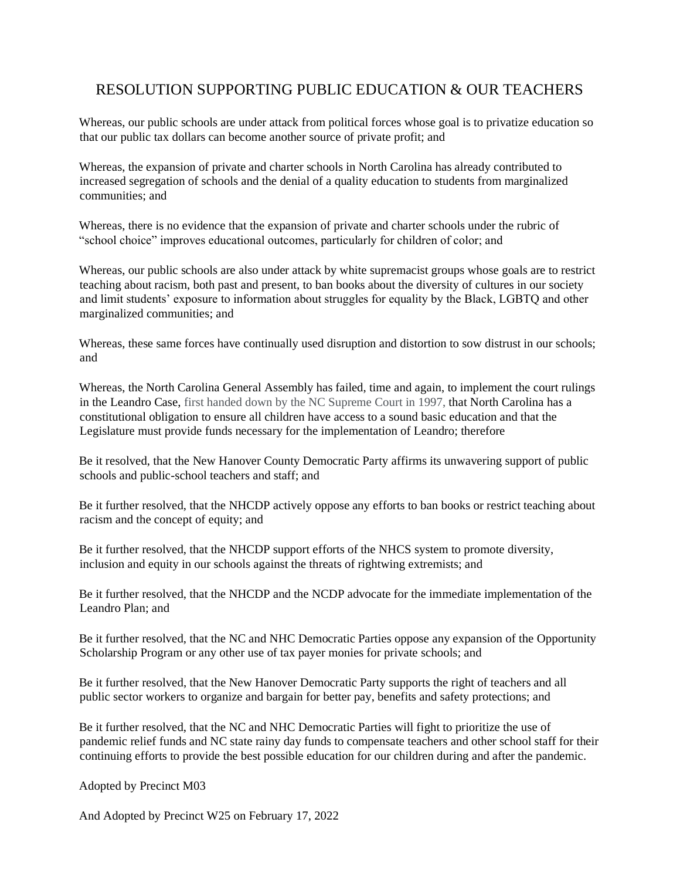# RESOLUTION SUPPORTING PUBLIC EDUCATION & OUR TEACHERS

Whereas, our public schools are under attack from political forces whose goal is to privatize education so that our public tax dollars can become another source of private profit; and

Whereas, the expansion of private and charter schools in North Carolina has already contributed to increased segregation of schools and the denial of a quality education to students from marginalized communities; and

Whereas, there is no evidence that the expansion of private and charter schools under the rubric of "school choice" improves educational outcomes, particularly for children of color; and

Whereas, our public schools are also under attack by white supremacist groups whose goals are to restrict teaching about racism, both past and present, to ban books about the diversity of cultures in our society and limit students' exposure to information about struggles for equality by the Black, LGBTQ and other marginalized communities; and

Whereas, these same forces have continually used disruption and distortion to sow distrust in our schools; and

Whereas, the North Carolina General Assembly has failed, time and again, to implement the court rulings in the Leandro Case, first handed down by the NC Supreme Court in 1997, that North Carolina has a constitutional obligation to ensure all children have access to a sound basic education and that the Legislature must provide funds necessary for the implementation of Leandro; therefore

Be it resolved, that the New Hanover County Democratic Party affirms its unwavering support of public schools and public-school teachers and staff; and

Be it further resolved, that the NHCDP actively oppose any efforts to ban books or restrict teaching about racism and the concept of equity; and

Be it further resolved, that the NHCDP support efforts of the NHCS system to promote diversity, inclusion and equity in our schools against the threats of rightwing extremists; and

Be it further resolved, that the NHCDP and the NCDP advocate for the immediate implementation of the Leandro Plan; and

Be it further resolved, that the NC and NHC Democratic Parties oppose any expansion of the Opportunity Scholarship Program or any other use of tax payer monies for private schools; and

Be it further resolved, that the New Hanover Democratic Party supports the right of teachers and all public sector workers to organize and bargain for better pay, benefits and safety protections; and

Be it further resolved, that the NC and NHC Democratic Parties will fight to prioritize the use of pandemic relief funds and NC state rainy day funds to compensate teachers and other school staff for their continuing efforts to provide the best possible education for our children during and after the pandemic.

Adopted by Precinct M03

And Adopted by Precinct W25 on February 17, 2022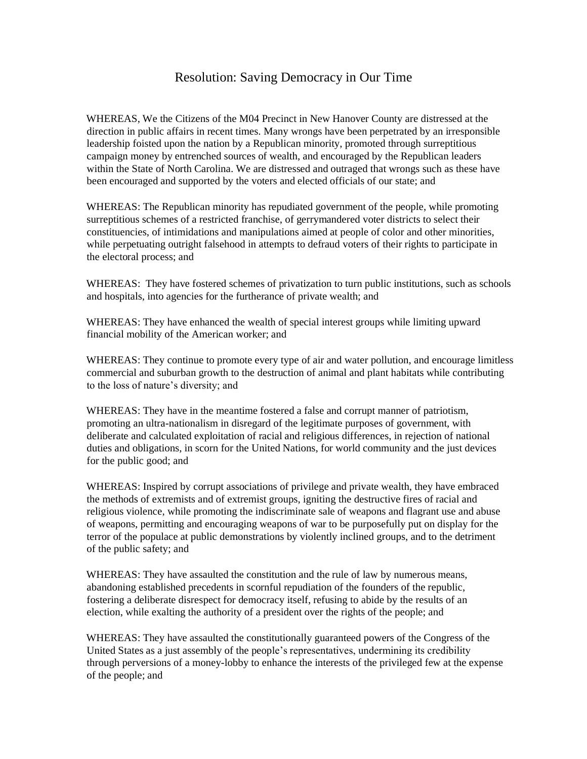# Resolution: Saving Democracy in Our Time

WHEREAS, We the Citizens of the M04 Precinct in New Hanover County are distressed at the direction in public affairs in recent times. Many wrongs have been perpetrated by an irresponsible leadership foisted upon the nation by a Republican minority, promoted through surreptitious campaign money by entrenched sources of wealth, and encouraged by the Republican leaders within the State of North Carolina. We are distressed and outraged that wrongs such as these have been encouraged and supported by the voters and elected officials of our state; and

WHEREAS: The Republican minority has repudiated government of the people, while promoting surreptitious schemes of a restricted franchise, of gerrymandered voter districts to select their constituencies, of intimidations and manipulations aimed at people of color and other minorities, while perpetuating outright falsehood in attempts to defraud voters of their rights to participate in the electoral process; and

WHEREAS: They have fostered schemes of privatization to turn public institutions, such as schools and hospitals, into agencies for the furtherance of private wealth; and

WHEREAS: They have enhanced the wealth of special interest groups while limiting upward financial mobility of the American worker; and

WHEREAS: They continue to promote every type of air and water pollution, and encourage limitless commercial and suburban growth to the destruction of animal and plant habitats while contributing to the loss of nature's diversity; and

WHEREAS: They have in the meantime fostered a false and corrupt manner of patriotism, promoting an ultra-nationalism in disregard of the legitimate purposes of government, with deliberate and calculated exploitation of racial and religious differences, in rejection of national duties and obligations, in scorn for the United Nations, for world community and the just devices for the public good; and

WHEREAS: Inspired by corrupt associations of privilege and private wealth, they have embraced the methods of extremists and of extremist groups, igniting the destructive fires of racial and religious violence, while promoting the indiscriminate sale of weapons and flagrant use and abuse of weapons, permitting and encouraging weapons of war to be purposefully put on display for the terror of the populace at public demonstrations by violently inclined groups, and to the detriment of the public safety; and

WHEREAS: They have assaulted the constitution and the rule of law by numerous means, abandoning established precedents in scornful repudiation of the founders of the republic, fostering a deliberate disrespect for democracy itself, refusing to abide by the results of an election, while exalting the authority of a president over the rights of the people; and

WHEREAS: They have assaulted the constitutionally guaranteed powers of the Congress of the United States as a just assembly of the people's representatives, undermining its credibility through perversions of a money-lobby to enhance the interests of the privileged few at the expense of the people; and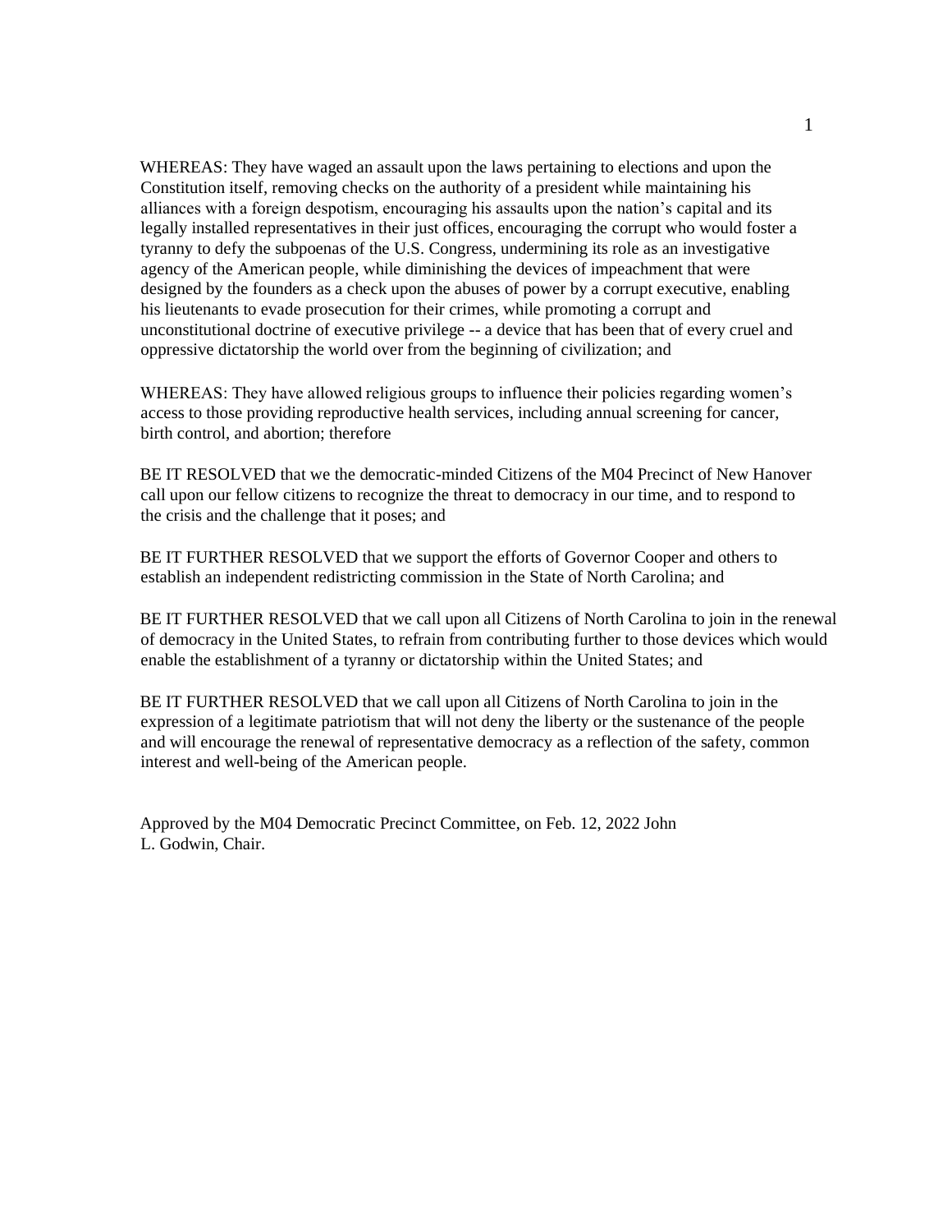WHEREAS: They have waged an assault upon the laws pertaining to elections and upon the Constitution itself, removing checks on the authority of a president while maintaining his alliances with a foreign despotism, encouraging his assaults upon the nation's capital and its legally installed representatives in their just offices, encouraging the corrupt who would foster a tyranny to defy the subpoenas of the U.S. Congress, undermining its role as an investigative agency of the American people, while diminishing the devices of impeachment that were designed by the founders as a check upon the abuses of power by a corrupt executive, enabling his lieutenants to evade prosecution for their crimes, while promoting a corrupt and unconstitutional doctrine of executive privilege -- a device that has been that of every cruel and oppressive dictatorship the world over from the beginning of civilization; and

WHEREAS: They have allowed religious groups to influence their policies regarding women's access to those providing reproductive health services, including annual screening for cancer, birth control, and abortion; therefore

BE IT RESOLVED that we the democratic-minded Citizens of the M04 Precinct of New Hanover call upon our fellow citizens to recognize the threat to democracy in our time, and to respond to the crisis and the challenge that it poses; and

BE IT FURTHER RESOLVED that we support the efforts of Governor Cooper and others to establish an independent redistricting commission in the State of North Carolina; and

BE IT FURTHER RESOLVED that we call upon all Citizens of North Carolina to join in the renewal of democracy in the United States, to refrain from contributing further to those devices which would enable the establishment of a tyranny or dictatorship within the United States; and

BE IT FURTHER RESOLVED that we call upon all Citizens of North Carolina to join in the expression of a legitimate patriotism that will not deny the liberty or the sustenance of the people and will encourage the renewal of representative democracy as a reflection of the safety, common interest and well-being of the American people.

Approved by the M04 Democratic Precinct Committee, on Feb. 12, 2022 John L. Godwin, Chair.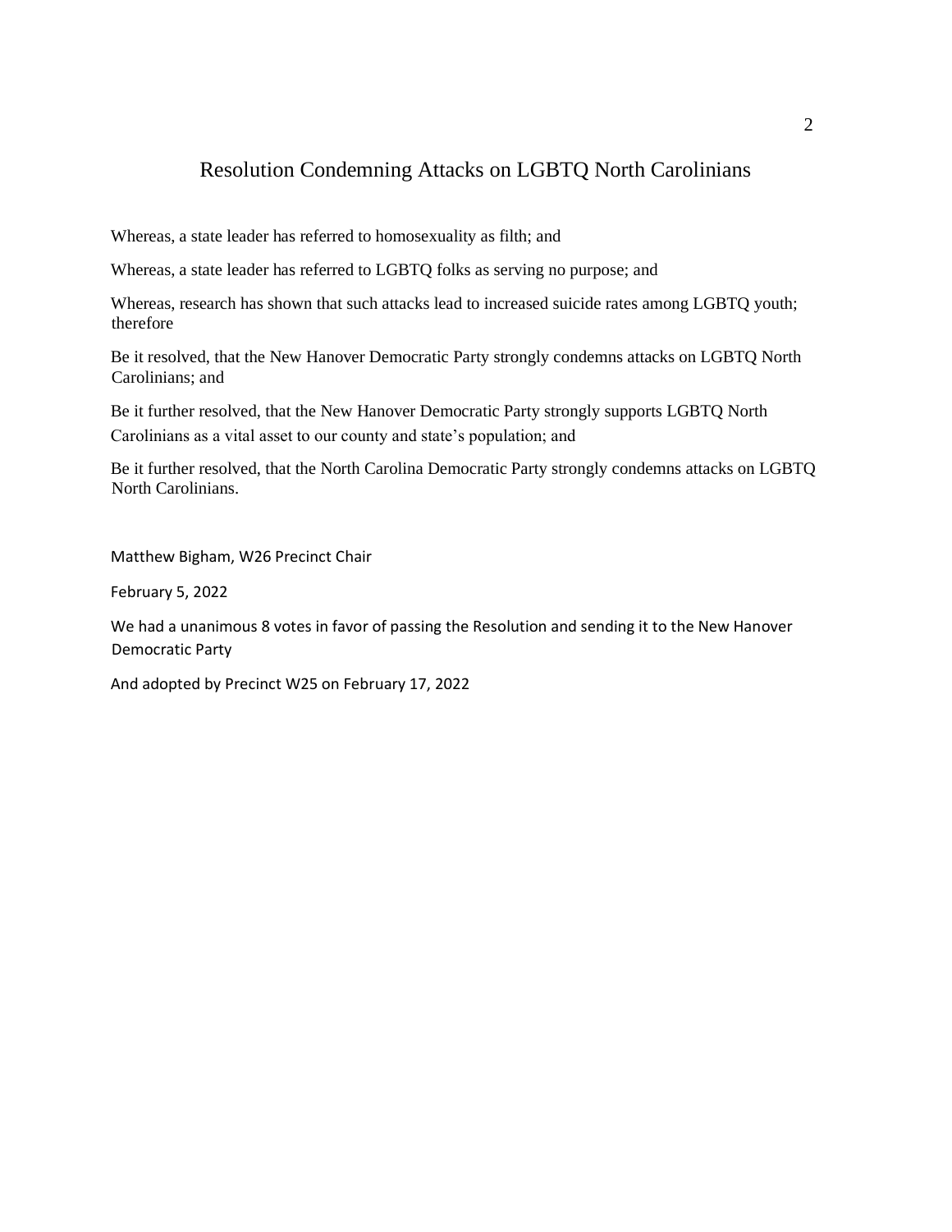# Resolution Condemning Attacks on LGBTQ North Carolinians

Whereas, a state leader has referred to homosexuality as filth; and

Whereas, a state leader has referred to LGBTQ folks as serving no purpose; and

Whereas, research has shown that such attacks lead to increased suicide rates among LGBTQ youth; therefore

Be it resolved, that the New Hanover Democratic Party strongly condemns attacks on LGBTQ North Carolinians; and

Be it further resolved, that the New Hanover Democratic Party strongly supports LGBTQ North Carolinians as a vital asset to our county and state's population; and

Be it further resolved, that the North Carolina Democratic Party strongly condemns attacks on LGBTQ North Carolinians.

Matthew Bigham, W26 Precinct Chair

February 5, 2022

We had a unanimous 8 votes in favor of passing the Resolution and sending it to the New Hanover Democratic Party

And adopted by Precinct W25 on February 17, 2022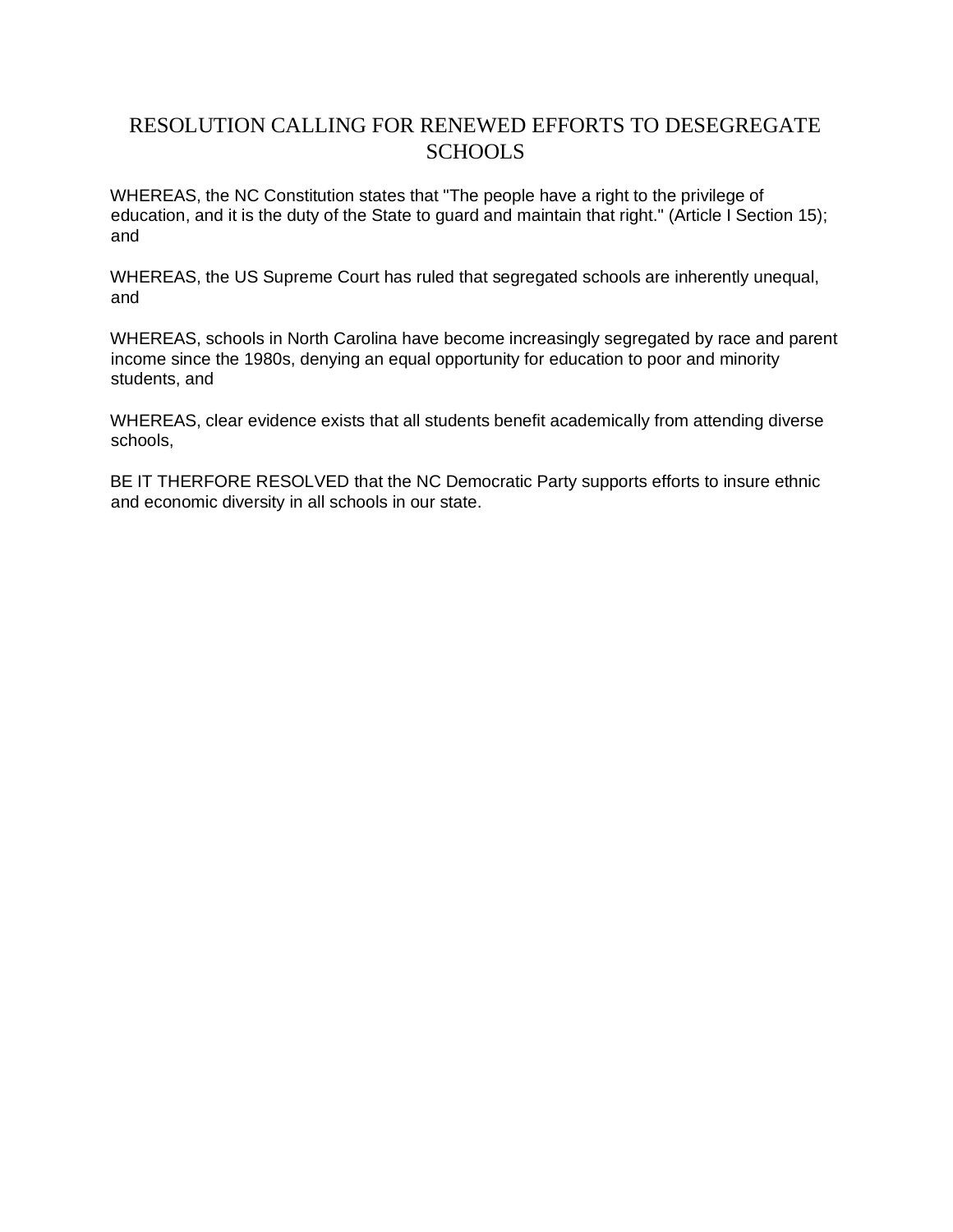# RESOLUTION CALLING FOR RENEWED EFFORTS TO DESEGREGATE SCHOOLS

WHEREAS, the NC Constitution states that "The people have a right to the privilege of education, and it is the duty of the State to guard and maintain that right." (Article I Section 15); and

WHEREAS, the US Supreme Court has ruled that segregated schools are inherently unequal, and

WHEREAS, schools in North Carolina have become increasingly segregated by race and parent income since the 1980s, denying an equal opportunity for education to poor and minority students, and

WHEREAS, clear evidence exists that all students benefit academically from attending diverse schools,

BE IT THERFORE RESOLVED that the NC Democratic Party supports efforts to insure ethnic and economic diversity in all schools in our state.